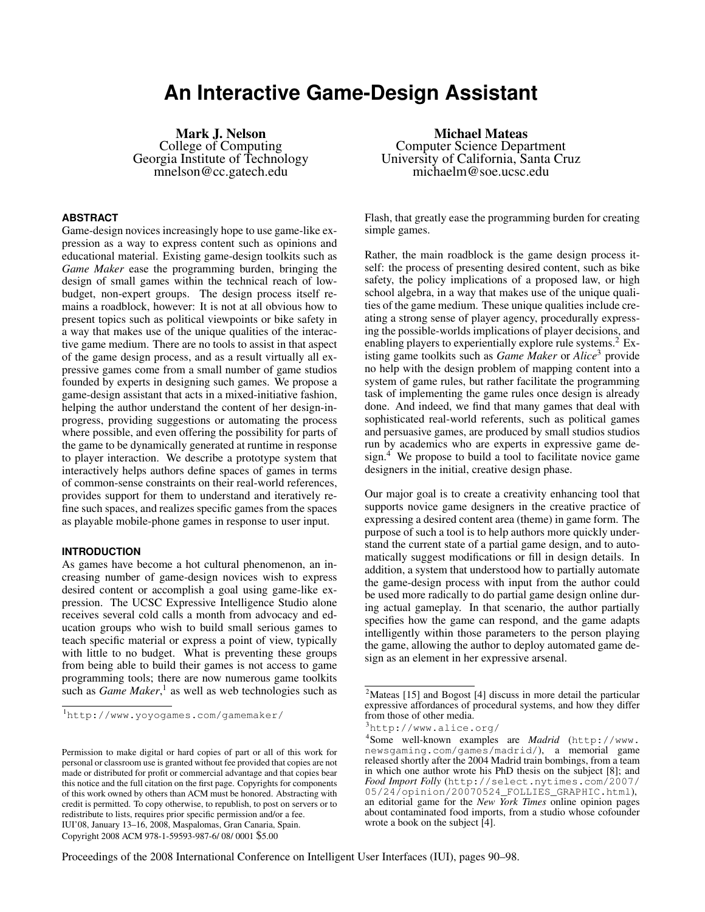# An Interactive Game-Design Assistant

**Mark J. Nelson**
College of Computing
Georgia Institute of Technology
mnelson@cc.gatech.edu

**Michael Mateas**
Computer Science Department
University of California, Santa Cruz
michaelm@soe.ucsc.edu

## ABSTRACT

Game-design novices increasingly hope to use game-like expression as a way to express content such as opinions and educational material. Existing game-design toolkits such as *Game Maker* ease the programming burden, bringing the design of small games within the technical reach of low-budget, non-expert groups. The design process itself remains a roadblock, however: It is not at all obvious how to present topics such as political viewpoints or bike safety in a way that makes use of the unique qualities of the interactive game medium. There are no tools to assist in that aspect of the game design process, and as a result virtually all expressive games come from a small number of game studios founded by experts in designing such games. We propose a game-design assistant that acts in a mixed-initiative fashion, helping the author understand the content of her design-in-progress, providing suggestions or automating the process where possible, and even offering the possibility for parts of the game to be dynamically generated at runtime in response to player interaction. We describe a prototype system that interactively helps authors define spaces of games in terms of common-sense constraints on their real-world references, provides support for them to understand and iteratively refine such spaces, and realizes specific games from the spaces as playable mobile-phone games in response to user input.

## INTRODUCTION

As games have become a hot cultural phenomenon, an increasing number of game-design novices wish to express desired content or accomplish a goal using game-like expression. The UCSC Expressive Intelligence Studio alone receives several cold calls a month from advocacy and education groups who wish to build small serious games to teach specific material or express a point of view, typically with little to no budget. What is preventing these groups from being able to build their games is not access to game programming tools; there are now numerous game toolkits such as *Game Maker*,[1] as well as web technologies such as Flash, that greatly ease the programming burden for creating simple games.

Rather, the main roadblock is the game design process itself: the process of presenting desired content, such as bike safety, the policy implications of a proposed law, or high school algebra, in a way that makes use of the unique qualities of the game medium. These unique qualities include creating a strong sense of player agency, procedurally expressing the possible-worlds implications of player decisions, and enabling players to experientially explore rule systems.[2] Existing game toolkits such as *Game Maker* or *Alice*[3] provide no help with the design problem of mapping content into a system of game rules, but rather facilitate the programming task of implementing the game rules once design is already done. And indeed, we find that many games that deal with sophisticated real-world referents, such as political games and persuasive games, are produced by small studios studios run by academics who are experts in expressive game design.[4] We propose to build a tool to facilitate novice game designers in the initial, creative design phase.

Our major goal is to create a creativity enhancing tool that supports novice game designers in the creative practice of expressing a desired content area (theme) in game form. The purpose of such a tool is to help authors more quickly understand the current state of a partial game design, and to automatically suggest modifications or fill in design details. In addition, a system that understood how to partially automate the game-design process with input from the author could be used more radically to do partial game design online during actual gameplay. In that scenario, the author partially specifies how the game can respond, and the game adapts intelligently within those parameters to the person playing the game, allowing the author to deploy automated game design as an element in her expressive arsenal.

[1] http://www.yoyogames.com/gamemaker/

[2] Mateas [15] and Bogost [4] discuss in more detail the particular expressive affordances of procedural systems, and how they differ from those of other media.

[3] http://www.alice.org/

[4] Some well-known examples are *Madrid* (http://www.newsgaming.com/games/madrid/), a memorial game released shortly after the 2004 Madrid train bombings, from a team in which one author wrote his PhD thesis on the subject [8]; and *Food Import Folly* (http://select.nytimes.com/2007/05/24/opinion/20070524_FOLLIES_GRAPHIC.html), an editorial game for the *New York Times* online opinion pages about contaminated food imports, from a studio whose cofounder wrote a book on the subject [4].

Permission to make digital or hard copies of part or all of this work for personal or classroom use is granted without fee provided that copies are not made or distributed for profit or commercial advantage and that copies bear this notice and the full citation on the first page. Copyrights for components of this work owned by others than ACM must be honored. Abstracting with credit is permitted. To copy otherwise, to republish, to post on servers or to redistribute to lists, requires prior specific permission and/or a fee.
IUI'08, January 13–16, 2008, Maspalomas, Gran Canaria, Spain.
Copyright 2008 ACM 978-1-59593-987-6/ 08/ 0001 $5.00

Proceedings of the 2008 International Conference on Intelligent User Interfaces (IUI), pages 90–98.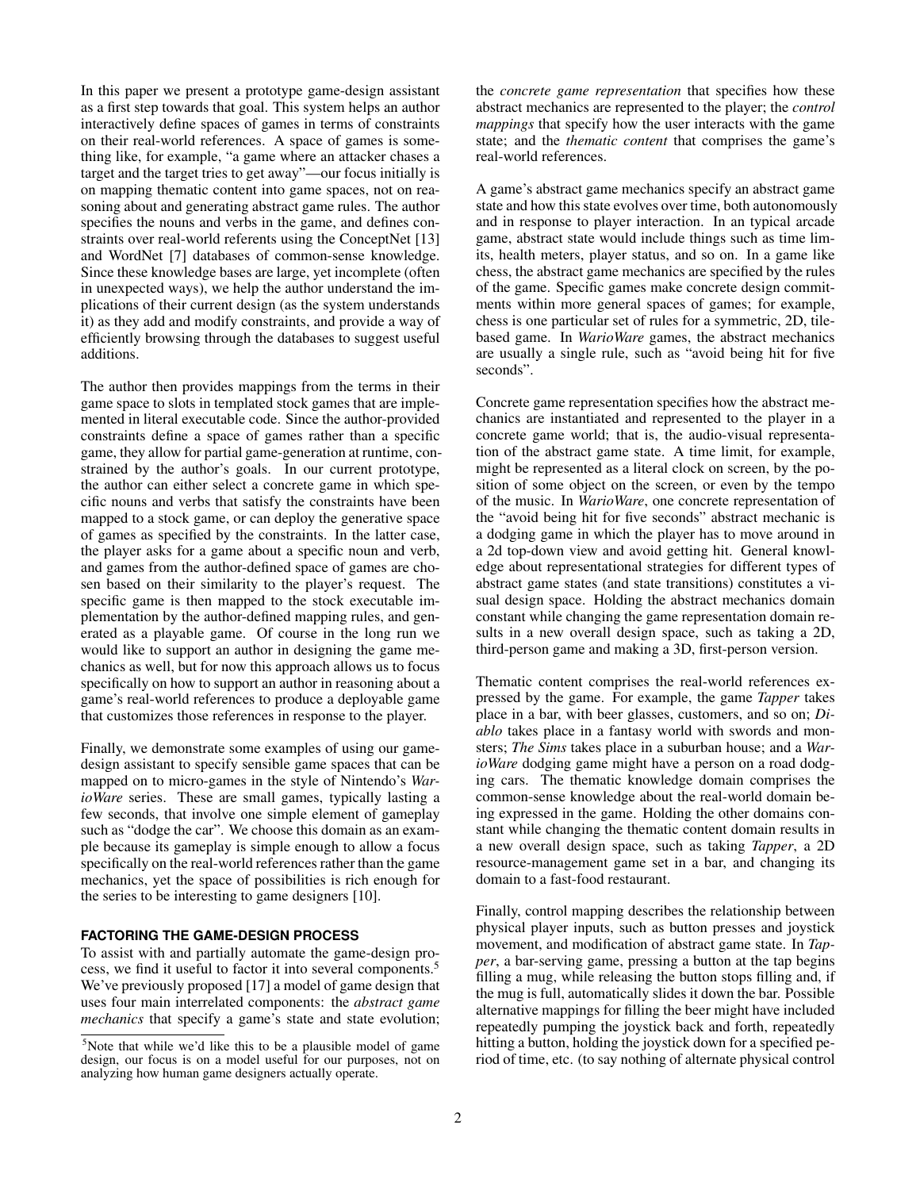In this paper we present a prototype game-design assistant as a first step towards that goal. This system helps an author interactively define spaces of games in terms of constraints on their real-world references. A space of games is something like, for example, "a game where an attacker chases a target and the target tries to get away"—our focus initially is on mapping thematic content into game spaces, not on reasoning about and generating abstract game rules. The author specifies the nouns and verbs in the game, and defines constraints over real-world referents using the ConceptNet [13] and WordNet [7] databases of common-sense knowledge. Since these knowledge bases are large, yet incomplete (often in unexpected ways), we help the author understand the implications of their current design (as the system understands it) as they add and modify constraints, and provide a way of efficiently browsing through the databases to suggest useful additions.

The author then provides mappings from the terms in their game space to slots in templated stock games that are implemented in literal executable code. Since the author-provided constraints define a space of games rather than a specific game, they allow for partial game-generation at runtime, constrained by the author's goals. In our current prototype, the author can either select a concrete game in which specific nouns and verbs that satisfy the constraints have been mapped to a stock game, or can deploy the generative space of games as specified by the constraints. In the latter case, the player asks for a game about a specific noun and verb, and games from the author-defined space of games are chosen based on their similarity to the player's request. The specific game is then mapped to the stock executable implementation by the author-defined mapping rules, and generated as a playable game. Of course in the long run we would like to support an author in designing the game mechanics as well, but for now this approach allows us to focus specifically on how to support an author in reasoning about a game's real-world references to produce a deployable game that customizes those references in response to the player.

Finally, we demonstrate some examples of using our game-design assistant to specify sensible game spaces that can be mapped on to micro-games in the style of Nintendo's *WarioWare* series. These are small games, typically lasting a few seconds, that involve one simple element of gameplay such as "dodge the car". We choose this domain as an example because its gameplay is simple enough to allow a focus specifically on the real-world references rather than the game mechanics, yet the space of possibilities is rich enough for the series to be interesting to game designers [10].

## FACTORING THE GAME-DESIGN PROCESS

To assist with and partially automate the game-design process, we find it useful to factor it into several components.[5] We've previously proposed [17] a model of game design that uses four main interrelated components: the *abstract game mechanics* that specify a game's state and state evolution; the *concrete game representation* that specifies how these abstract mechanics are represented to the player; the *control mappings* that specify how the user interacts with the game state; and the *thematic content* that comprises the game's real-world references.

A game's abstract game mechanics specify an abstract game state and how this state evolves over time, both autonomously and in response to player interaction. In an typical arcade game, abstract state would include things such as time limits, health meters, player status, and so on. In a game like chess, the abstract game mechanics are specified by the rules of the game. Specific games make concrete design commitments within more general spaces of games; for example, chess is one particular set of rules for a symmetric, 2D, tile-based game. In *WarioWare* games, the abstract mechanics are usually a single rule, such as "avoid being hit for five seconds".

Concrete game representation specifies how the abstract mechanics are instantiated and represented to the player in a concrete game world; that is, the audio-visual representation of the abstract game state. A time limit, for example, might be represented as a literal clock on screen, by the position of some object on the screen, or even by the tempo of the music. In *WarioWare*, one concrete representation of the "avoid being hit for five seconds" abstract mechanic is a dodging game in which the player has to move around in a 2d top-down view and avoid getting hit. General knowledge about representational strategies for different types of abstract game states (and state transitions) constitutes a visual design space. Holding the abstract mechanics domain constant while changing the game representation domain results in a new overall design space, such as taking a 2D, third-person game and making a 3D, first-person version.

Thematic content comprises the real-world references expressed by the game. For example, the game *Tapper* takes place in a bar, with beer glasses, customers, and so on; *Diablo* takes place in a fantasy world with swords and monsters; *The Sims* takes place in a suburban house; and a *WarioWare* dodging game might have a person on a road dodging cars. The thematic knowledge domain comprises the common-sense knowledge about the real-world domain being expressed in the game. Holding the other domains constant while changing the thematic content domain results in a new overall design space, such as taking *Tapper*, a 2D resource-management game set in a bar, and changing its domain to a fast-food restaurant.

Finally, control mapping describes the relationship between physical player inputs, such as button presses and joystick movement, and modification of abstract game state. In *Tapper*, a bar-serving game, pressing a button at the tap begins filling a mug, while releasing the button stops filling and, if the mug is full, automatically slides it down the bar. Possible alternative mappings for filling the beer might have included repeatedly pumping the joystick back and forth, repeatedly hitting a button, holding the joystick down for a specified period of time, etc. (to say nothing of alternate physical control

[5] Note that while we'd like this to be a plausible model of game design, our focus is on a model useful for our purposes, not on analyzing how human game designers actually operate.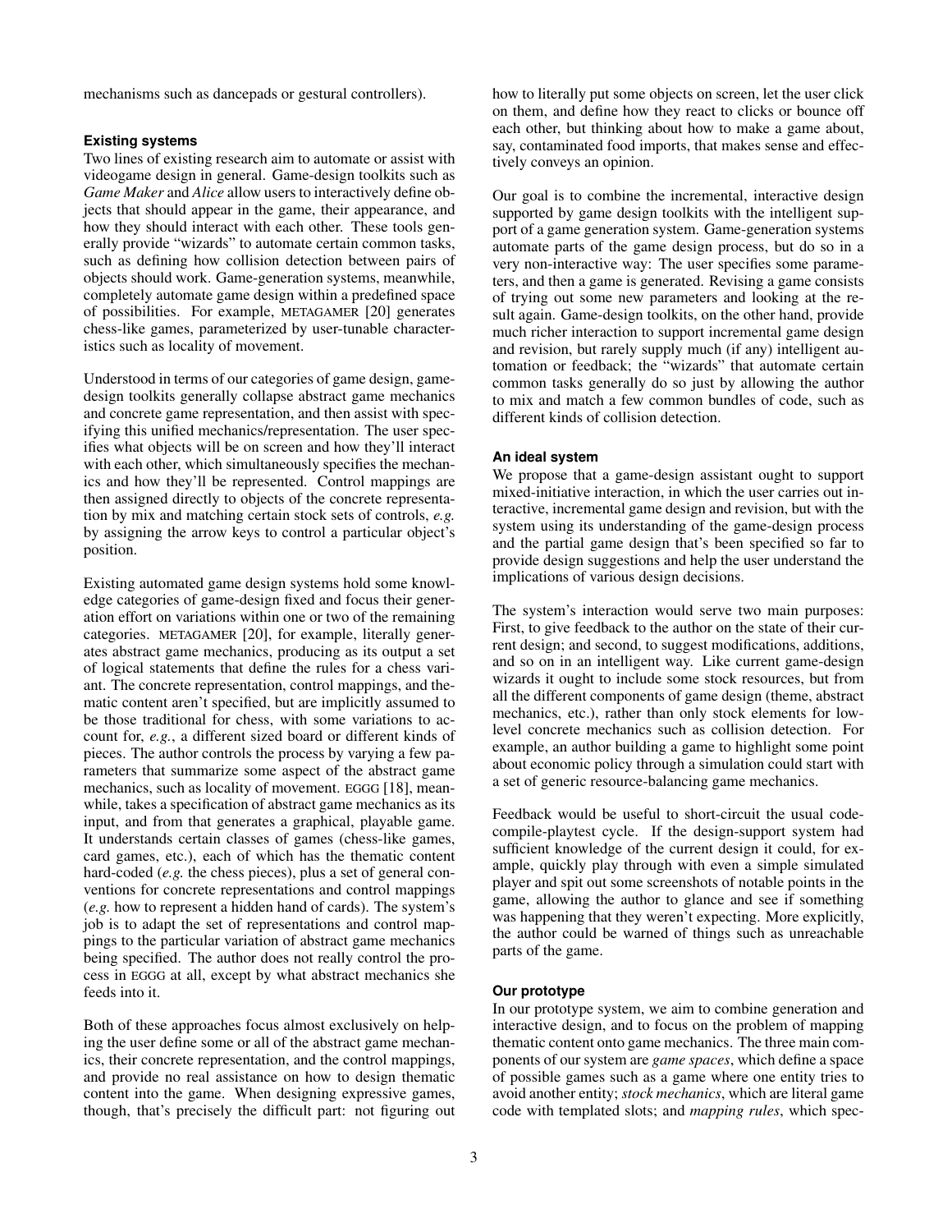mechanisms such as dancepads or gestural controllers).

### Existing systems

Two lines of existing research aim to automate or assist with videogame design in general. Game-design toolkits such as *Game Maker* and *Alice* allow users to interactively define objects that should appear in the game, their appearance, and how they should interact with each other. These tools generally provide "wizards" to automate certain common tasks, such as defining how collision detection between pairs of objects should work. Game-generation systems, meanwhile, completely automate game design within a predefined space of possibilities. For example, METAGAMER [20] generates chess-like games, parameterized by user-tunable characteristics such as locality of movement.

Understood in terms of our categories of game design, game-design toolkits generally collapse abstract game mechanics and concrete game representation, and then assist with specifying this unified mechanics/representation. The user specifies what objects will be on screen and how they'll interact with each other, which simultaneously specifies the mechanics and how they'll be represented. Control mappings are then assigned directly to objects of the concrete representation by mix and matching certain stock sets of controls, *e.g.* by assigning the arrow keys to control a particular object's position.

Existing automated game design systems hold some knowledge categories of game-design fixed and focus their generation effort on variations within one or two of the remaining categories. METAGAMER [20], for example, literally generates abstract game mechanics, producing as its output a set of logical statements that define the rules for a chess variant. The concrete representation, control mappings, and thematic content aren't specified, but are implicitly assumed to be those traditional for chess, with some variations to account for, *e.g.*, a different sized board or different kinds of pieces. The author controls the process by varying a few parameters that summarize some aspect of the abstract game mechanics, such as locality of movement. EGGG [18], meanwhile, takes a specification of abstract game mechanics as its input, and from that generates a graphical, playable game. It understands certain classes of games (chess-like games, card games, etc.), each of which has the thematic content hard-coded (*e.g.* the chess pieces), plus a set of general conventions for concrete representations and control mappings (*e.g.* how to represent a hidden hand of cards). The system's job is to adapt the set of representations and control mappings to the particular variation of abstract game mechanics being specified. The author does not really control the process in EGGG at all, except by what abstract mechanics she feeds into it.

Both of these approaches focus almost exclusively on helping the user define some or all of the abstract game mechanics, their concrete representation, and the control mappings, and provide no real assistance on how to design thematic content into the game. When designing expressive games, though, that's precisely the difficult part: not figuring out how to literally put some objects on screen, let the user click on them, and define how they react to clicks or bounce off each other, but thinking about how to make a game about, say, contaminated food imports, that makes sense and effectively conveys an opinion.

Our goal is to combine the incremental, interactive design supported by game design toolkits with the intelligent support of a game generation system. Game-generation systems automate parts of the game design process, but do so in a very non-interactive way: The user specifies some parameters, and then a game is generated. Revising a game consists of trying out some new parameters and looking at the result again. Game-design toolkits, on the other hand, provide much richer interaction to support incremental game design and revision, but rarely supply much (if any) intelligent automation or feedback; the "wizards" that automate certain common tasks generally do so just by allowing the author to mix and match a few common bundles of code, such as different kinds of collision detection.

### An ideal system

We propose that a game-design assistant ought to support mixed-initiative interaction, in which the user carries out interactive, incremental game design and revision, but with the system using its understanding of the game-design process and the partial game design that's been specified so far to provide design suggestions and help the user understand the implications of various design decisions.

The system's interaction would serve two main purposes: First, to give feedback to the author on the state of their current design; and second, to suggest modifications, additions, and so on in an intelligent way. Like current game-design wizards it ought to include some stock resources, but from all the different components of game design (theme, abstract mechanics, etc.), rather than only stock elements for low-level concrete mechanics such as collision detection. For example, an author building a game to highlight some point about economic policy through a simulation could start with a set of generic resource-balancing game mechanics.

Feedback would be useful to short-circuit the usual code-compile-playtest cycle. If the design-support system had sufficient knowledge of the current design it could, for example, quickly play through with even a simple simulated player and spit out some screenshots of notable points in the game, allowing the author to glance and see if something was happening that they weren't expecting. More explicitly, the author could be warned of things such as unreachable parts of the game.

### Our prototype

In our prototype system, we aim to combine generation and interactive design, and to focus on the problem of mapping thematic content onto game mechanics. The three main components of our system are *game spaces*, which define a space of possible games such as a game where one entity tries to avoid another entity; *stock mechanics*, which are literal game code with templated slots; and *mapping rules*, which spec-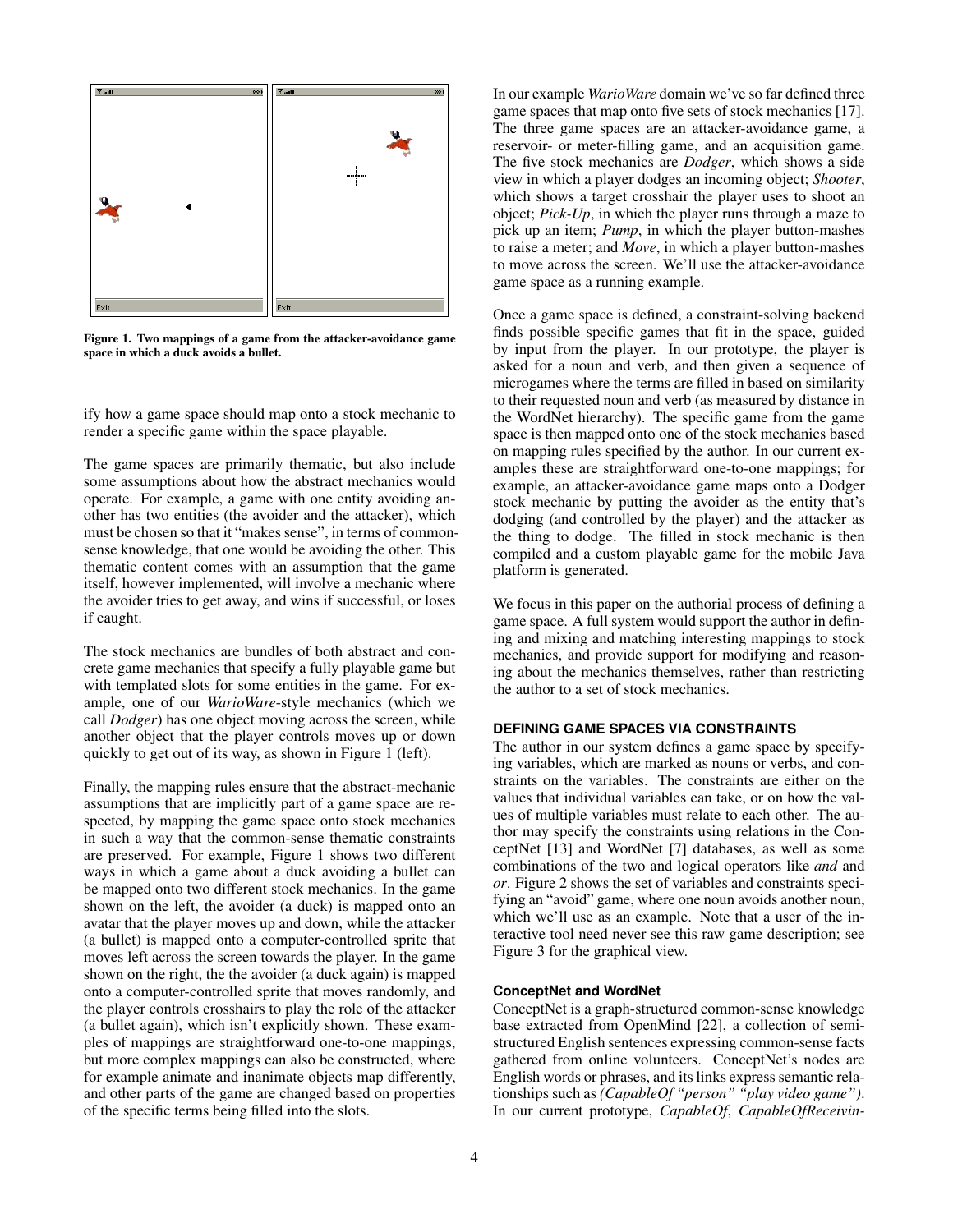Figure 1. Two mappings of a game from the attacker-avoidance game space in which a duck avoids a bullet.

ify how a game space should map onto a stock mechanic to render a specific game within the space playable.

The game spaces are primarily thematic, but also include some assumptions about how the abstract mechanics would operate. For example, a game with one entity avoiding another has two entities (the avoider and the attacker), which must be chosen so that it "makes sense", in terms of common-sense knowledge, that one would be avoiding the other. This thematic content comes with an assumption that the game itself, however implemented, will involve a mechanic where the avoider tries to get away, and wins if successful, or loses if caught.

The stock mechanics are bundles of both abstract and concrete game mechanics that specify a fully playable game but with templated slots for some entities in the game. For example, one of our *WarioWare*-style mechanics (which we call *Dodger*) has one object moving across the screen, while another object that the player controls moves up or down quickly to get out of its way, as shown in Figure 1 (left).

Finally, the mapping rules ensure that the abstract-mechanic assumptions that are implicitly part of a game space are respected, by mapping the game space onto stock mechanics in such a way that the common-sense thematic constraints are preserved. For example, Figure 1 shows two different ways in which a game about a duck avoiding a bullet can be mapped onto two different stock mechanics. In the game shown on the left, the avoider (a duck) is mapped onto an avatar that the player moves up and down, while the attacker (a bullet) is mapped onto a computer-controlled sprite that moves left across the screen towards the player. In the game shown on the right, the avoider (a duck again) is mapped onto a computer-controlled sprite that moves randomly, and the player controls crosshairs to play the role of the attacker (a bullet again), which isn't explicitly shown. These examples of mappings are straightforward one-to-one mappings, but more complex mappings can also be constructed, where for example animate and inanimate objects map differently, and other parts of the game are changed based on properties of the specific terms being filled into the slots.

In our example *WarioWare* domain we've so far defined three game spaces that map onto five sets of stock mechanics [17]. The three game spaces are an attacker-avoidance game, a reservoir- or meter-filling game, and an acquisition game. The five stock mechanics are *Dodger*, which shows a side view in which a player dodges an incoming object; *Shooter*, which shows a target crosshair the player uses to shoot an object; *Pick-Up*, in which the player runs through a maze to pick up an item; *Pump*, in which the player button-mashes to raise a meter; and *Move*, in which a player button-mashes to move across the screen. We'll use the attacker-avoidance game space as a running example.

Once a game space is defined, a constraint-solving backend finds possible specific games that fit in the space, guided by input from the player. In our prototype, the player is asked for a noun and verb, and then given a sequence of microgames where the terms are filled in based on similarity to their requested noun and verb (as measured by distance in the WordNet hierarchy). The specific game from the game space is then mapped onto one of the stock mechanics based on mapping rules specified by the author. In our current examples these are straightforward one-to-one mappings; for example, an attacker-avoidance game maps onto a Dodger stock mechanic by putting the avoider as the entity that's dodging (and controlled by the player) and the attacker as the thing to dodge. The filled in stock mechanic is then compiled and a custom playable game for the mobile Java platform is generated.

We focus in this paper on the authorial process of defining a game space. A full system would support the author in defining and mixing and matching interesting mappings to stock mechanics, and provide support for modifying and reasoning about the mechanics themselves, rather than restricting the author to a set of stock mechanics.

## DEFINING GAME SPACES VIA CONSTRAINTS

The author in our system defines a game space by specifying variables, which are marked as nouns or verbs, and constraints on the variables. The constraints are either on the values that individual variables can take, or on how the values of multiple variables must relate to each other. The author may specify the constraints using relations in the ConceptNet [13] and WordNet [7] databases, as well as some combinations of the two and logical operators like *and* and *or*. Figure 2 shows the set of variables and constraints specifying an "avoid" game, where one noun avoids another noun, which we'll use as an example. Note that a user of the interactive tool need never see this raw game description; see Figure 3 for the graphical view.

### ConceptNet and WordNet

ConceptNet is a graph-structured common-sense knowledge base extracted from OpenMind [22], a collection of semi-structured English sentences expressing common-sense facts gathered from online volunteers. ConceptNet's nodes are English words or phrases, and its links express semantic relationships such as *(CapableOf "person" "play video game")*. In our current prototype, *CapableOf*, *CapableOfReceivin-*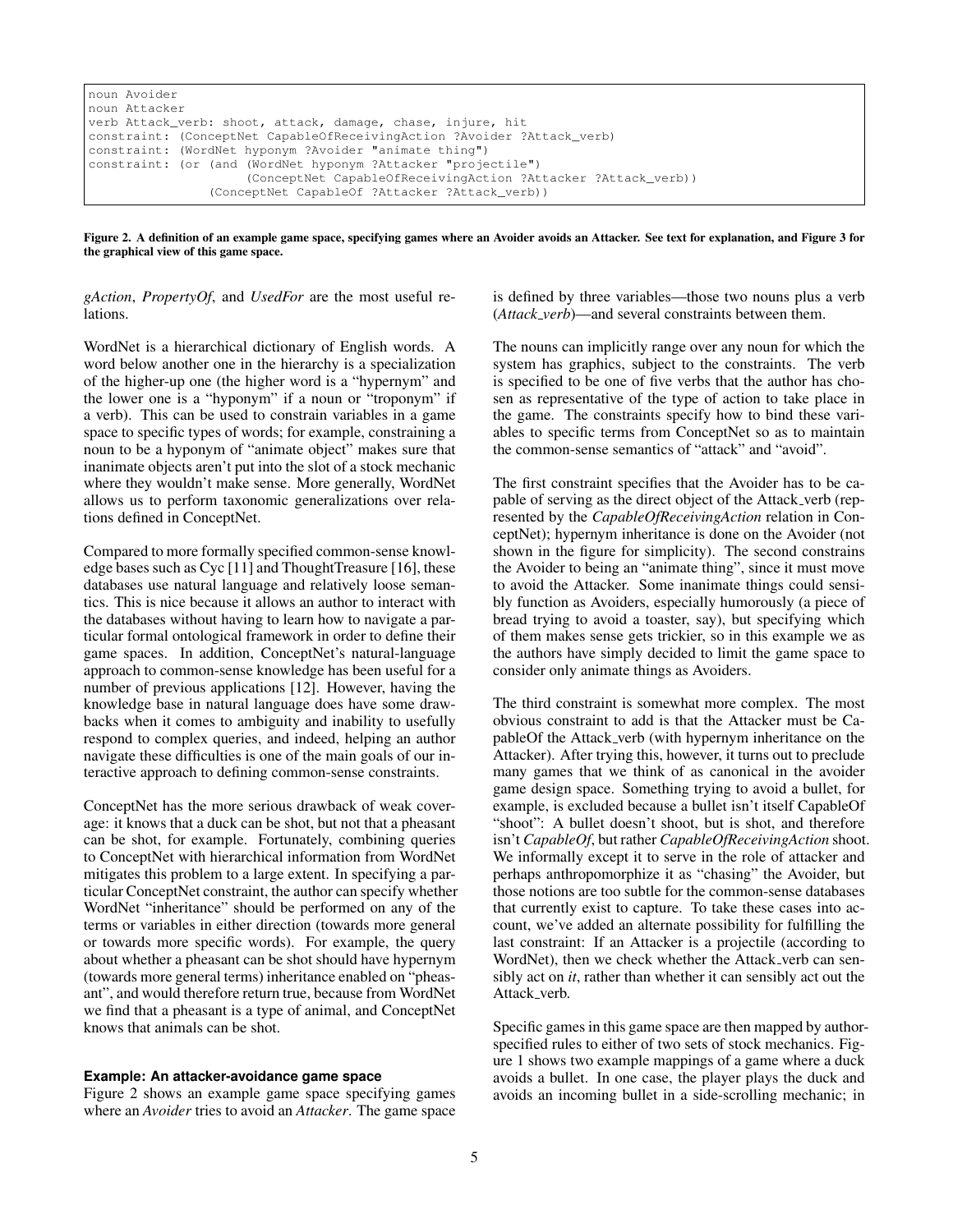```
noun Avoider
noun Attacker
verb Attack_verb: shoot, attack, damage, chase, injure, hit
constraint: (ConceptNet CapableOfReceivingAction ?Avoider ?Attack_verb)
constraint: (WordNet hyponym ?Avoider "animate thing")
constraint: (or (and (WordNet hyponym ?Attacker "projectile")
                     (ConceptNet CapableOfReceivingAction ?Attacker ?Attack_verb))
                (ConceptNet CapableOf ?Attacker ?Attack_verb))
```

**Figure 2. A definition of an example game space, specifying games where an Avoider avoids an Attacker. See text for explanation, and Figure 3 for the graphical view of this game space.**

*gAction*, *PropertyOf*, and *UsedFor* are the most useful relations.

WordNet is a hierarchical dictionary of English words. A word below another one in the hierarchy is a specialization of the higher-up one (the higher word is a "hypernym" and the lower one is a "hyponym" if a noun or "troponym" if a verb). This can be used to constrain variables in a game space to specific types of words; for example, constraining a noun to be a hyponym of "animate object" makes sure that inanimate objects aren't put into the slot of a stock mechanic where they wouldn't make sense. More generally, WordNet allows us to perform taxonomic generalizations over relations defined in ConceptNet.

Compared to more formally specified common-sense knowledge bases such as Cyc [11] and ThoughtTreasure [16], these databases use natural language and relatively loose semantics. This is nice because it allows an author to interact with the databases without having to learn how to navigate a particular formal ontological framework in order to define their game spaces. In addition, ConceptNet's natural-language approach to common-sense knowledge has been useful for a number of previous applications [12]. However, having the knowledge base in natural language does have some drawbacks when it comes to ambiguity and inability to usefully respond to complex queries, and indeed, helping an author navigate these difficulties is one of the main goals of our interactive approach to defining common-sense constraints.

ConceptNet has the more serious drawback of weak coverage: it knows that a duck can be shot, but not that a pheasant can be shot, for example. Fortunately, combining queries to ConceptNet with hierarchical information from WordNet mitigates this problem to a large extent. In specifying a particular ConceptNet constraint, the author can specify whether WordNet "inheritance" should be performed on any of the terms or variables in either direction (towards more general or towards more specific words). For example, the query about whether a pheasant can be shot should have hypernym (towards more general terms) inheritance enabled on "pheasant", and would therefore return true, because from WordNet we find that a pheasant is a type of animal, and ConceptNet knows that animals can be shot.

### Example: An attacker-avoidance game space

Figure 2 shows an example game space specifying games where an *Avoider* tries to avoid an *Attacker*. The game space is defined by three variables—those two nouns plus a verb (*Attack_verb*)—and several constraints between them.

The nouns can implicitly range over any noun for which the system has graphics, subject to the constraints. The verb is specified to be one of five verbs that the author has chosen as representative of the type of action to take place in the game. The constraints specify how to bind these variables to specific terms from ConceptNet so as to maintain the common-sense semantics of "attack" and "avoid".

The first constraint specifies that the Avoider has to be capable of serving as the direct object of the Attack_verb (represented by the *CapableOfReceivingAction* relation in ConceptNet); hypernym inheritance is done on the Avoider (not shown in the figure for simplicity). The second constrains the Avoider to being an "animate thing", since it must move to avoid the Attacker. Some inanimate things could sensibly function as Avoiders, especially humorously (a piece of bread trying to avoid a toaster, say), but specifying which of them makes sense gets trickier, so in this example we as the authors have simply decided to limit the game space to consider only animate things as Avoiders.

The third constraint is somewhat more complex. The most obvious constraint to add is that the Attacker must be CapableOf the Attack_verb (with hypernym inheritance on the Attacker). After trying this, however, it turns out to preclude many games that we think of as canonical in the avoider game design space. Something trying to avoid a bullet, for example, is excluded because a bullet isn't itself CapableOf "shoot": A bullet doesn't shoot, but is shot, and therefore isn't *CapableOf*, but rather *CapableOfReceivingAction* shoot. We informally except it to serve in the role of attacker and perhaps anthropomorphize it as "chasing" the Avoider, but those notions are too subtle for the common-sense databases that currently exist to capture. To take these cases into account, we've added an alternate possibility for fulfilling the last constraint: If an Attacker is a projectile (according to WordNet), then we check whether the Attack_verb can sensibly act on *it*, rather than whether it can sensibly act out the Attack_verb.

Specific games in this game space are then mapped by author-specified rules to either of two sets of stock mechanics. Figure 1 shows two example mappings of a game where a duck avoids a bullet. In one case, the player plays the duck and avoids an incoming bullet in a side-scrolling mechanic; in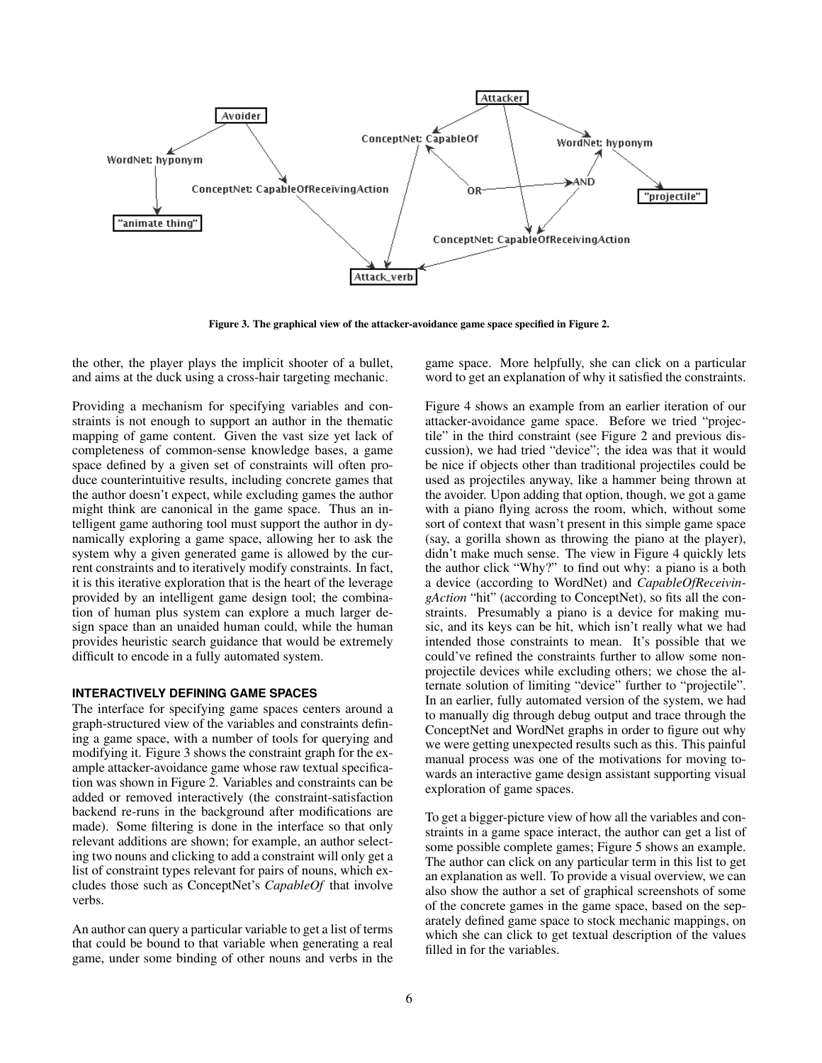Avoider

WordNet: hyponym

"animate thing"

ConceptNet: CapableOfReceivingAction

Attacker

ConceptNet: CapableOf

WordNet: hyponym

"projectile"

OR

AND

ConceptNet: CapableOfReceivingAction

Attack_verb

**Figure 3. The graphical view of the attacker-avoidance game space specified in Figure 2.**

the other, the player plays the implicit shooter of a bullet, and aims at the duck using a cross-hair targeting mechanic.

Providing a mechanism for specifying variables and constraints is not enough to support an author in the thematic mapping of game content. Given the vast size yet lack of completeness of common-sense knowledge bases, a game space defined by a given set of constraints will often produce counterintuitive results, including concrete games that the author doesn't expect, while excluding games the author might think are canonical in the game space. Thus an intelligent game authoring tool must support the author in dynamically exploring a game space, allowing her to ask the system why a given generated game is allowed by the current constraints and to iteratively modify constraints. In fact, it is this iterative exploration that is the heart of the leverage provided by an intelligent game design tool; the combination of human plus system can explore a much larger design space than an unaided human could, while the human provides heuristic search guidance that would be extremely difficult to encode in a fully automated system.

## INTERACTIVELY DEFINING GAME SPACES

The interface for specifying game spaces centers around a graph-structured view of the variables and constraints defining a game space, with a number of tools for querying and modifying it. Figure 3 shows the constraint graph for the example attacker-avoidance game whose raw textual specification was shown in Figure 2. Variables and constraints can be added or removed interactively (the constraint-satisfaction backend re-runs in the background after modifications are made). Some filtering is done in the interface so that only relevant additions are shown; for example, an author selecting two nouns and clicking to add a constraint will only get a list of constraint types relevant for pairs of nouns, which excludes those such as ConceptNet's *CapableOf* that involve verbs.

An author can query a particular variable to get a list of terms that could be bound to that variable when generating a real game, under some binding of other nouns and verbs in the game space. More helpfully, she can click on a particular word to get an explanation of why it satisfied the constraints.

Figure 4 shows an example from an earlier iteration of our attacker-avoidance game space. Before we tried "projectile" in the third constraint (see Figure 2 and previous discussion), we had tried "device"; the idea was that it would be nice if objects other than traditional projectiles could be used as projectiles anyway, like a hammer being thrown at the avoider. Upon adding that option, though, we got a game with a piano flying across the room, which, without some sort of context that wasn't present in this simple game space (say, a gorilla shown as throwing the piano at the player), didn't make much sense. The view in Figure 4 quickly lets the author click "Why?" to find out why: a piano is a both a device (according to WordNet) and *CapableOfReceivingAction* "hit" (according to ConceptNet), so fits all the constraints. Presumably a piano is a device for making music, and its keys can be hit, which isn't really what we had intended those constraints to mean. It's possible that we could've refined the constraints further to allow some non-projectile devices while excluding others; we chose the alternate solution of limiting "device" further to "projectile". In an earlier, fully automated version of the system, we had to manually dig through debug output and trace through the ConceptNet and WordNet graphs in order to figure out why we were getting unexpected results such as this. This painful manual process was one of the motivations for moving towards an interactive game design assistant supporting visual exploration of game spaces.

To get a bigger-picture view of how all the variables and constraints in a game space interact, the author can get a list of some possible complete games; Figure 5 shows an example. The author can click on any particular term in this list to get an explanation as well. To provide a visual overview, we can also show the author a set of graphical screenshots of some of the concrete games in the game space, based on the separately defined game space to stock mechanic mappings, on which she can click to get textual description of the values filled in for the variables.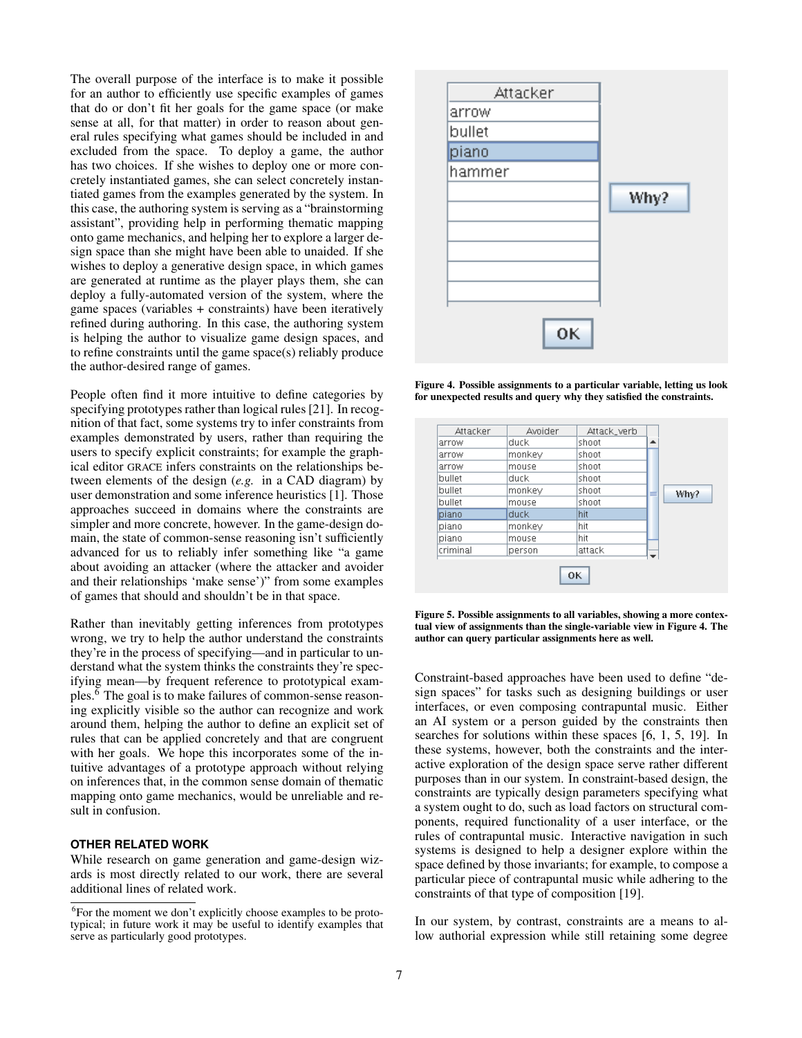The overall purpose of the interface is to make it possible for an author to efficiently use specific examples of games that do or don't fit her goals for the game space (or make sense at all, for that matter) in order to reason about general rules specifying what games should be included in and excluded from the space. To deploy a game, the author has two choices. If she wishes to deploy one or more concretely instantiated games, she can select concretely instantiated games from the examples generated by the system. In this case, the authoring system is serving as a "brainstorming assistant", providing help in performing thematic mapping onto game mechanics, and helping her to explore a larger design space than she might have been able to unaided. If she wishes to deploy a generative design space, in which games are generated at runtime as the player plays them, she can deploy a fully-automated version of the system, where the game spaces (variables + constraints) have been iteratively refined during authoring. In this case, the authoring system is helping the author to visualize game design spaces, and to refine constraints until the game space(s) reliably produce the author-desired range of games.

People often find it more intuitive to define categories by specifying prototypes rather than logical rules [21]. In recognition of that fact, some systems try to infer constraints from examples demonstrated by users, rather than requiring the users to specify explicit constraints; for example the graphical editor GRACE infers constraints on the relationships between elements of the design (*e.g.* in a CAD diagram) by user demonstration and some inference heuristics [1]. Those approaches succeed in domains where the constraints are simpler and more concrete, however. In the game-design domain, the state of common-sense reasoning isn't sufficiently advanced for us to reliably infer something like "a game about avoiding an attacker (where the attacker and avoider and their relationships 'make sense')" from some examples of games that should and shouldn't be in that space.

Rather than inevitably getting inferences from prototypes wrong, we try to help the author understand the constraints they're in the process of specifying—and in particular to understand what the system thinks the constraints they're specifying mean—by frequent reference to prototypical examples.[6] The goal is to make failures of common-sense reasoning explicitly visible so the author can recognize and work around them, helping the author to define an explicit set of rules that can be applied concretely and that are congruent with her goals. We hope this incorporates some of the intuitive advantages of a prototype approach without relying on inferences that, in the common sense domain of thematic mapping onto game mechanics, would be unreliable and result in confusion.

## OTHER RELATED WORK

While research on game generation and game-design wizards is most directly related to our work, there are several additional lines of related work.

[6]For the moment we don't explicitly choose examples to be prototypical; in future work it may be useful to identify examples that serve as particularly good prototypes.

| Attacker |
|---|
| arrow |
| bullet |
| piano |
| hammer |

Why? OK

Figure 4. Possible assignments to a particular variable, letting us look for unexpected results and query why they satisfied the constraints.

| Attacker | Avoider | Attack_verb |
|---|---|---|
| arrow | duck | shoot |
| arrow | monkey | shoot |
| arrow | mouse | shoot |
| bullet | duck | shoot |
| bullet | monkey | shoot |
| bullet | mouse | shoot |
| piano | duck | hit |
| piano | monkey | hit |
| piano | mouse | hit |
| criminal | person | attack |

Why? OK

Figure 5. Possible assignments to all variables, showing a more contextual view of assignments than the single-variable view in Figure 4. The author can query particular assignments here as well.

Constraint-based approaches have been used to define "design spaces" for tasks such as designing buildings or user interfaces, or even composing contrapuntal music. Either an AI system or a person guided by the constraints then searches for solutions within these spaces [6, 1, 5, 19]. In these systems, however, both the constraints and the interactive exploration of the design space serve rather different purposes than in our system. In constraint-based design, the constraints are typically design parameters specifying what a system ought to do, such as load factors on structural components, required functionality of a user interface, or the rules of contrapuntal music. Interactive navigation in such systems is designed to help a designer explore within the space defined by those invariants; for example, to compose a particular piece of contrapuntal music while adhering to the constraints of that type of composition [19].

In our system, by contrast, constraints are a means to allow authorial expression while still retaining some degree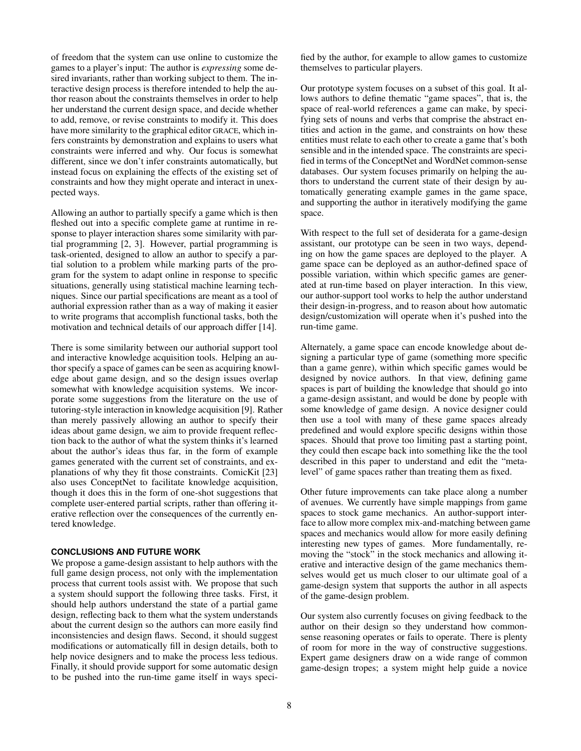of freedom that the system can use online to customize the games to a player's input: The author is *expressing* some desired invariants, rather than working subject to them. The interactive design process is therefore intended to help the author reason about the constraints themselves in order to help her understand the current design space, and decide whether to add, remove, or revise constraints to modify it. This does have more similarity to the graphical editor GRACE, which infers constraints by demonstration and explains to users what constraints were inferred and why. Our focus is somewhat different, since we don't infer constraints automatically, but instead focus on explaining the effects of the existing set of constraints and how they might operate and interact in unexpected ways.

Allowing an author to partially specify a game which is then fleshed out into a specific complete game at runtime in response to player interaction shares some similarity with partial programming [2, 3]. However, partial programming is task-oriented, designed to allow an author to specify a partial solution to a problem while marking parts of the program for the system to adapt online in response to specific situations, generally using statistical machine learning techniques. Since our partial specifications are meant as a tool of authorial expression rather than as a way of making it easier to write programs that accomplish functional tasks, both the motivation and technical details of our approach differ [14].

There is some similarity between our authorial support tool and interactive knowledge acquisition tools. Helping an author specify a space of games can be seen as acquiring knowledge about game design, and so the design issues overlap somewhat with knowledge acquisition systems. We incorporate some suggestions from the literature on the use of tutoring-style interaction in knowledge acquisition [9]. Rather than merely passively allowing an author to specify their ideas about game design, we aim to provide frequent reflection back to the author of what the system thinks it's learned about the author's ideas thus far, in the form of example games generated with the current set of constraints, and explanations of why they fit those constraints. ComicKit [23] also uses ConceptNet to facilitate knowledge acquisition, though it does this in the form of one-shot suggestions that complete user-entered partial scripts, rather than offering iterative reflection over the consequences of the currently entered knowledge.

## CONCLUSIONS AND FUTURE WORK

We propose a game-design assistant to help authors with the full game design process, not only with the implementation process that current tools assist with. We propose that such a system should support the following three tasks. First, it should help authors understand the state of a partial game design, reflecting back to them what the system understands about the current design so the authors can more easily find inconsistencies and design flaws. Second, it should suggest modifications or automatically fill in design details, both to help novice designers and to make the process less tedious. Finally, it should provide support for some automatic design to be pushed into the run-time game itself in ways specified by the author, for example to allow games to customize themselves to particular players.

Our prototype system focuses on a subset of this goal. It allows authors to define thematic "game spaces", that is, the space of real-world references a game can make, by specifying sets of nouns and verbs that comprise the abstract entities and action in the game, and constraints on how these entities must relate to each other to create a game that's both sensible and in the intended space. The constraints are specified in terms of the ConceptNet and WordNet common-sense databases. Our system focuses primarily on helping the authors to understand the current state of their design by automatically generating example games in the game space, and supporting the author in iteratively modifying the game space.

With respect to the full set of desiderata for a game-design assistant, our prototype can be seen in two ways, depending on how the game spaces are deployed to the player. A game space can be deployed as an author-defined space of possible variation, within which specific games are generated at run-time based on player interaction. In this view, our author-support tool works to help the author understand their design-in-progress, and to reason about how automatic design/customization will operate when it's pushed into the run-time game.

Alternately, a game space can encode knowledge about designing a particular type of game (something more specific than a game genre), within which specific games would be designed by novice authors. In that view, defining game spaces is part of building the knowledge that should go into a game-design assistant, and would be done by people with some knowledge of game design. A novice designer could then use a tool with many of these game spaces already predefined and would explore specific designs within those spaces. Should that prove too limiting past a starting point, they could then escape back into something like the tool described in this paper to understand and edit the "meta-level" of game spaces rather than treating them as fixed.

Other future improvements can take place along a number of avenues. We currently have simple mappings from game spaces to stock game mechanics. An author-support interface to allow more complex mix-and-matching between game spaces and mechanics would allow for more easily defining interesting new types of games. More fundamentally, removing the "stock" in the stock mechanics and allowing iterative and interactive design of the game mechanics themselves would get us much closer to our ultimate goal of a game-design system that supports the author in all aspects of the game-design problem.

Our system also currently focuses on giving feedback to the author on their design so they understand how common-sense reasoning operates or fails to operate. There is plenty of room for more in the way of constructive suggestions. Expert game designers draw on a wide range of common game-design tropes; a system might help guide a novice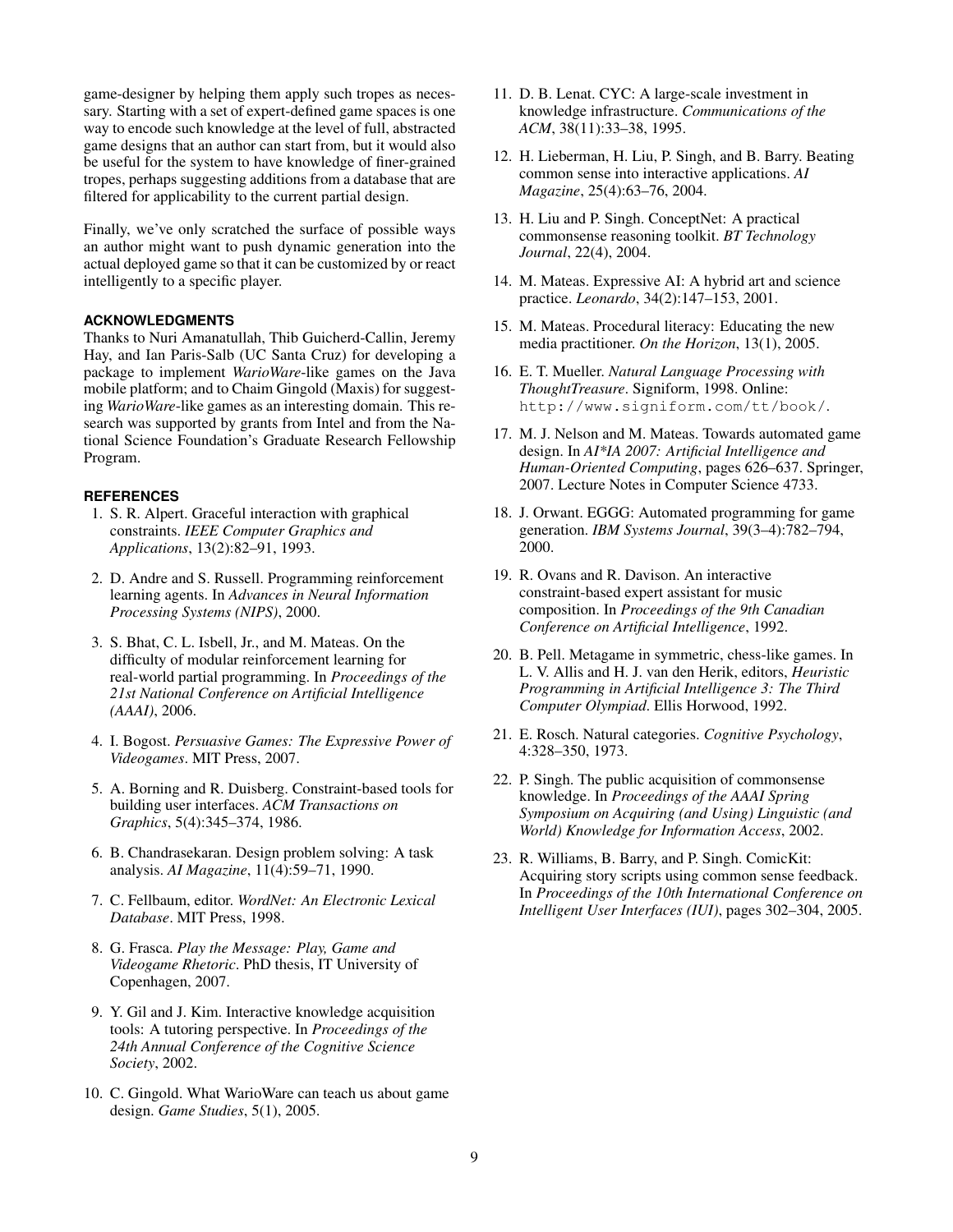game-designer by helping them apply such tropes as necessary. Starting with a set of expert-defined game spaces is one way to encode such knowledge at the level of full, abstracted game designs that an author can start from, but it would also be useful for the system to have knowledge of finer-grained tropes, perhaps suggesting additions from a database that are filtered for applicability to the current partial design.

Finally, we've only scratched the surface of possible ways an author might want to push dynamic generation into the actual deployed game so that it can be customized by or react intelligently to a specific player.

### ACKNOWLEDGMENTS

Thanks to Nuri Amanatullah, Thib Guicherd-Callin, Jeremy Hay, and Ian Paris-Salb (UC Santa Cruz) for developing a package to implement *WarioWare*-like games on the Java mobile platform; and to Chaim Gingold (Maxis) for suggesting *WarioWare*-like games as an interesting domain. This research was supported by grants from Intel and from the National Science Foundation's Graduate Research Fellowship Program.

### REFERENCES

1. S. R. Alpert. Graceful interaction with graphical constraints. *IEEE Computer Graphics and Applications*, 13(2):82–91, 1993.
2. D. Andre and S. Russell. Programming reinforcement learning agents. In *Advances in Neural Information Processing Systems (NIPS)*, 2000.
3. S. Bhat, C. L. Isbell, Jr., and M. Mateas. On the difficulty of modular reinforcement learning for real-world partial programming. In *Proceedings of the 21st National Conference on Artificial Intelligence (AAAI)*, 2006.
4. I. Bogost. *Persuasive Games: The Expressive Power of Videogames*. MIT Press, 2007.
5. A. Borning and R. Duisberg. Constraint-based tools for building user interfaces. *ACM Transactions on Graphics*, 5(4):345–374, 1986.
6. B. Chandrasekaran. Design problem solving: A task analysis. *AI Magazine*, 11(4):59–71, 1990.
7. C. Fellbaum, editor. *WordNet: An Electronic Lexical Database*. MIT Press, 1998.
8. G. Frasca. *Play the Message: Play, Game and Videogame Rhetoric*. PhD thesis, IT University of Copenhagen, 2007.
9. Y. Gil and J. Kim. Interactive knowledge acquisition tools: A tutoring perspective. In *Proceedings of the 24th Annual Conference of the Cognitive Science Society*, 2002.
10. C. Gingold. What WarioWare can teach us about game design. *Game Studies*, 5(1), 2005.
11. D. B. Lenat. CYC: A large-scale investment in knowledge infrastructure. *Communications of the ACM*, 38(11):33–38, 1995.
12. H. Lieberman, H. Liu, P. Singh, and B. Barry. Beating common sense into interactive applications. *AI Magazine*, 25(4):63–76, 2004.
13. H. Liu and P. Singh. ConceptNet: A practical commonsense reasoning toolkit. *BT Technology Journal*, 22(4), 2004.
14. M. Mateas. Expressive AI: A hybrid art and science practice. *Leonardo*, 34(2):147–153, 2001.
15. M. Mateas. Procedural literacy: Educating the new media practitioner. *On the Horizon*, 13(1), 2005.
16. E. T. Mueller. *Natural Language Processing with ThoughtTreasure*. Signiform, 1998. Online: `http://www.signiform.com/tt/book/`.
17. M. J. Nelson and M. Mateas. Towards automated game design. In *AI\*IA 2007: Artificial Intelligence and Human-Oriented Computing*, pages 626–637. Springer, 2007. Lecture Notes in Computer Science 4733.
18. J. Orwant. EGGG: Automated programming for game generation. *IBM Systems Journal*, 39(3–4):782–794, 2000.
19. R. Ovans and R. Davison. An interactive constraint-based expert assistant for music composition. In *Proceedings of the 9th Canadian Conference on Artificial Intelligence*, 1992.
20. B. Pell. Metagame in symmetric, chess-like games. In L. V. Allis and H. J. van den Herik, editors, *Heuristic Programming in Artificial Intelligence 3: The Third Computer Olympiad*. Ellis Horwood, 1992.
21. E. Rosch. Natural categories. *Cognitive Psychology*, 4:328–350, 1973.
22. P. Singh. The public acquisition of commonsense knowledge. In *Proceedings of the AAAI Spring Symposium on Acquiring (and Using) Linguistic (and World) Knowledge for Information Access*, 2002.
23. R. Williams, B. Barry, and P. Singh. ComicKit: Acquiring story scripts using common sense feedback. In *Proceedings of the 10th International Conference on Intelligent User Interfaces (IUI)*, pages 302–304, 2005.